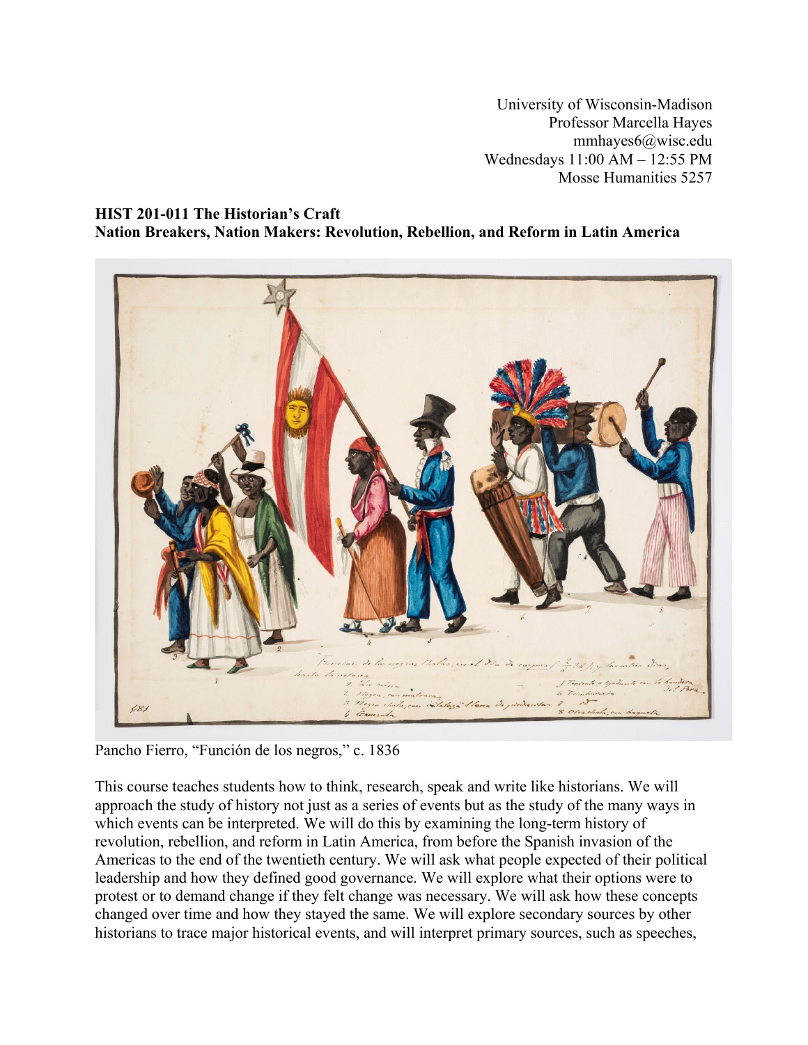University of Wisconsin-Madison
Professor Marcella Hayes
mmhayes6@wisc.edu
Wednesdays 11:00 AM – 12:55 PM
Mosse Humanities 5257

**HIST 201-011 The Historian's Craft**
**Nation Breakers, Nation Makers: Revolution, Rebellion, and Reform in Latin America**

Pancho Fierro, "Función de los negros," c. 1836

This course teaches students how to think, research, speak and write like historians. We will approach the study of history not just as a series of events but as the study of the many ways in which events can be interpreted. We will do this by examining the long-term history of revolution, rebellion, and reform in Latin America, from before the Spanish invasion of the Americas to the end of the twentieth century. We will ask what people expected of their political leadership and how they defined good governance. We will explore what their options were to protest or to demand change if they felt change was necessary. We will ask how these concepts changed over time and how they stayed the same. We will explore secondary sources by other historians to trace major historical events, and will interpret primary sources, such as speeches,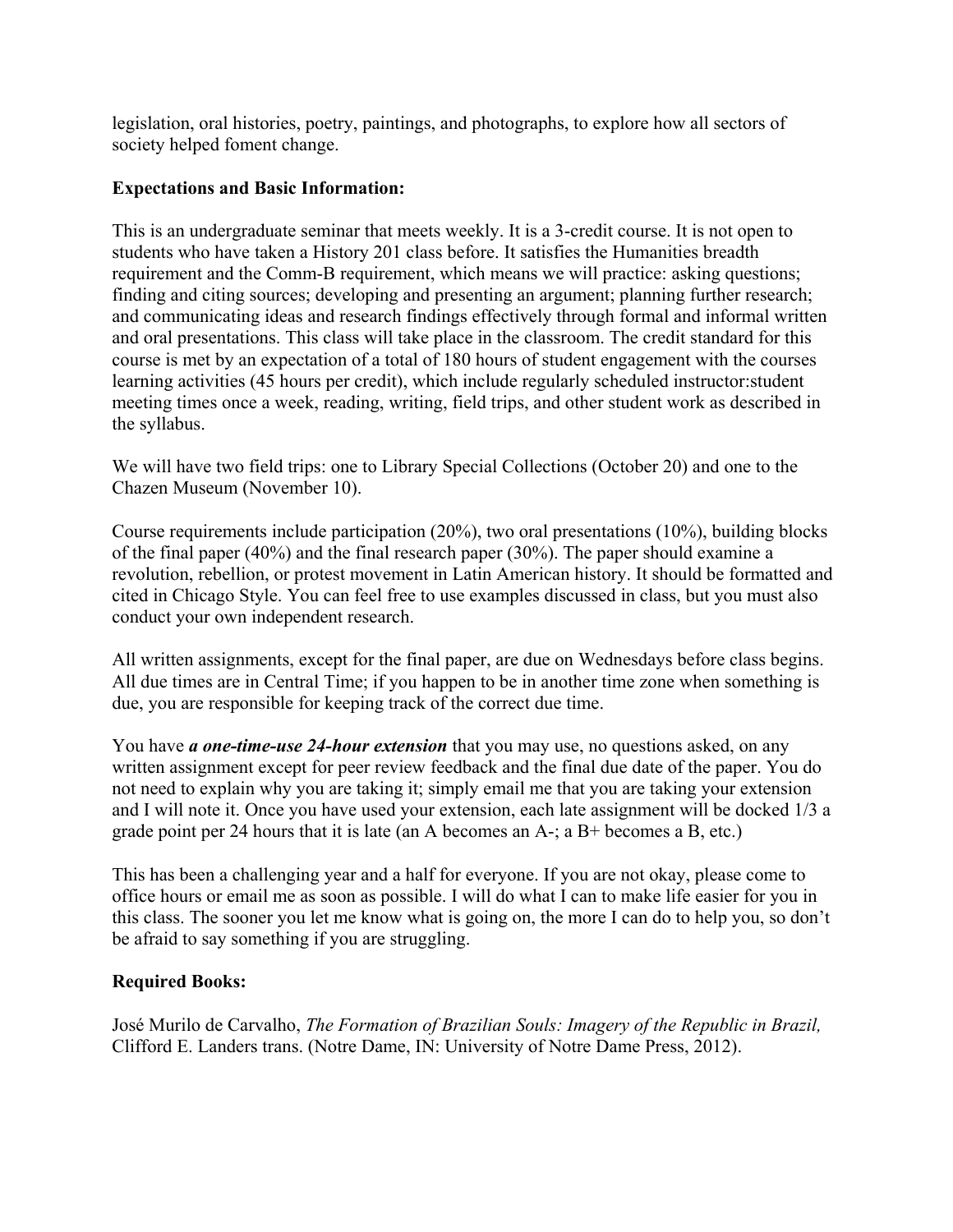legislation, oral histories, poetry, paintings, and photographs, to explore how all sectors of society helped foment change.

**Expectations and Basic Information:**

This is an undergraduate seminar that meets weekly. It is a 3-credit course. It is not open to students who have taken a History 201 class before. It satisfies the Humanities breadth requirement and the Comm-B requirement, which means we will practice: asking questions; finding and citing sources; developing and presenting an argument; planning further research; and communicating ideas and research findings effectively through formal and informal written and oral presentations. This class will take place in the classroom. The credit standard for this course is met by an expectation of a total of 180 hours of student engagement with the courses learning activities (45 hours per credit), which include regularly scheduled instructor:student meeting times once a week, reading, writing, field trips, and other student work as described in the syllabus.

We will have two field trips: one to Library Special Collections (October 20) and one to the Chazen Museum (November 10).

Course requirements include participation (20%), two oral presentations (10%), building blocks of the final paper (40%) and the final research paper (30%). The paper should examine a revolution, rebellion, or protest movement in Latin American history. It should be formatted and cited in Chicago Style. You can feel free to use examples discussed in class, but you must also conduct your own independent research.

All written assignments, except for the final paper, are due on Wednesdays before class begins. All due times are in Central Time; if you happen to be in another time zone when something is due, you are responsible for keeping track of the correct due time.

You have ***a one-time-use 24-hour extension*** that you may use, no questions asked, on any written assignment except for peer review feedback and the final due date of the paper. You do not need to explain why you are taking it; simply email me that you are taking your extension and I will note it. Once you have used your extension, each late assignment will be docked 1/3 a grade point per 24 hours that it is late (an A becomes an A-; a B+ becomes a B, etc.)

This has been a challenging year and a half for everyone. If you are not okay, please come to office hours or email me as soon as possible. I will do what I can to make life easier for you in this class. The sooner you let me know what is going on, the more I can do to help you, so don't be afraid to say something if you are struggling.

**Required Books:**

José Murilo de Carvalho, *The Formation of Brazilian Souls: Imagery of the Republic in Brazil,* Clifford E. Landers trans. (Notre Dame, IN: University of Notre Dame Press, 2012).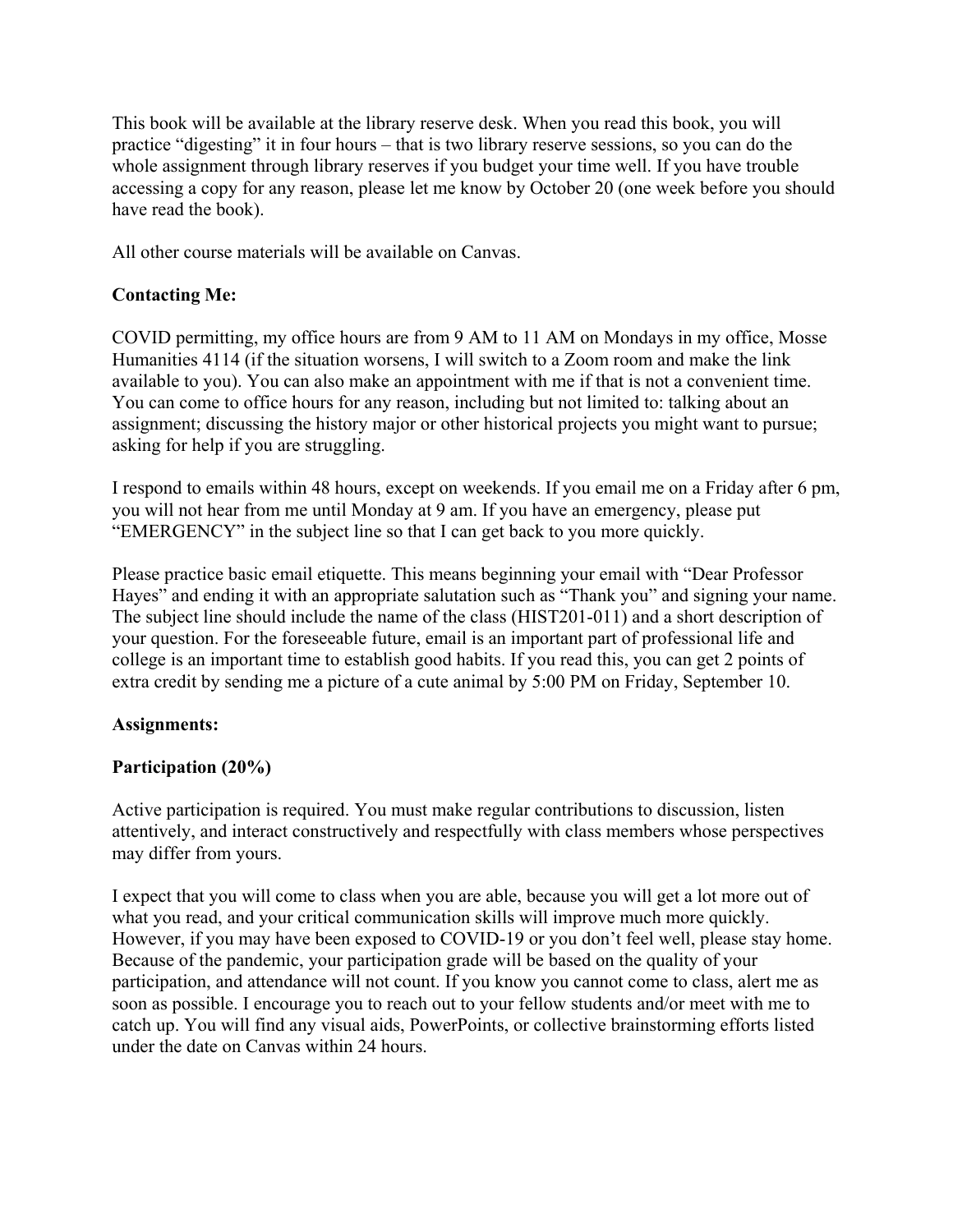This book will be available at the library reserve desk. When you read this book, you will practice "digesting" it in four hours – that is two library reserve sessions, so you can do the whole assignment through library reserves if you budget your time well. If you have trouble accessing a copy for any reason, please let me know by October 20 (one week before you should have read the book).

All other course materials will be available on Canvas.

**Contacting Me:**

COVID permitting, my office hours are from 9 AM to 11 AM on Mondays in my office, Mosse Humanities 4114 (if the situation worsens, I will switch to a Zoom room and make the link available to you). You can also make an appointment with me if that is not a convenient time. You can come to office hours for any reason, including but not limited to: talking about an assignment; discussing the history major or other historical projects you might want to pursue; asking for help if you are struggling.

I respond to emails within 48 hours, except on weekends. If you email me on a Friday after 6 pm, you will not hear from me until Monday at 9 am. If you have an emergency, please put "EMERGENCY" in the subject line so that I can get back to you more quickly.

Please practice basic email etiquette. This means beginning your email with "Dear Professor Hayes" and ending it with an appropriate salutation such as "Thank you" and signing your name. The subject line should include the name of the class (HIST201-011) and a short description of your question. For the foreseeable future, email is an important part of professional life and college is an important time to establish good habits. If you read this, you can get 2 points of extra credit by sending me a picture of a cute animal by 5:00 PM on Friday, September 10.

**Assignments:**

**Participation (20%)**

Active participation is required. You must make regular contributions to discussion, listen attentively, and interact constructively and respectfully with class members whose perspectives may differ from yours.

I expect that you will come to class when you are able, because you will get a lot more out of what you read, and your critical communication skills will improve much more quickly. However, if you may have been exposed to COVID-19 or you don't feel well, please stay home. Because of the pandemic, your participation grade will be based on the quality of your participation, and attendance will not count. If you know you cannot come to class, alert me as soon as possible. I encourage you to reach out to your fellow students and/or meet with me to catch up. You will find any visual aids, PowerPoints, or collective brainstorming efforts listed under the date on Canvas within 24 hours.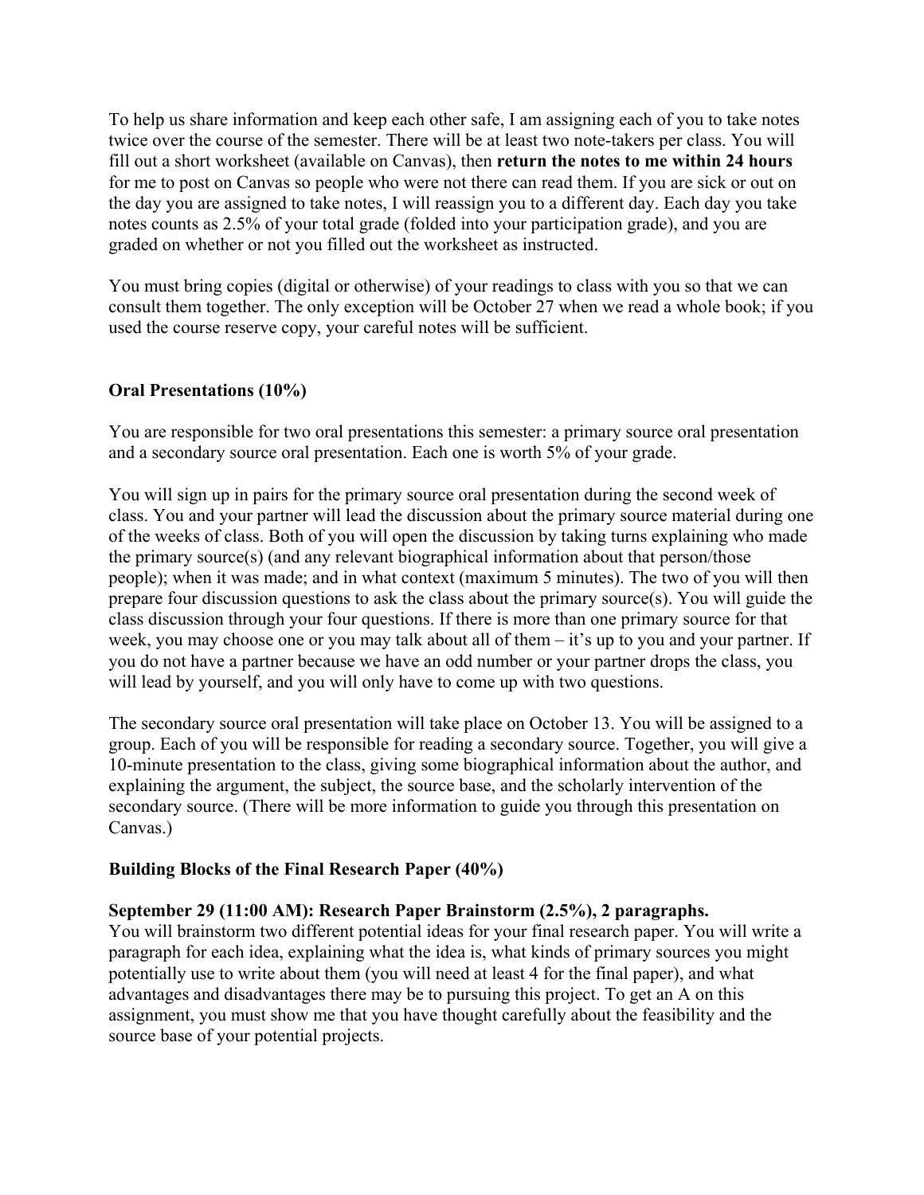To help us share information and keep each other safe, I am assigning each of you to take notes twice over the course of the semester. There will be at least two note-takers per class. You will fill out a short worksheet (available on Canvas), then **return the notes to me within 24 hours** for me to post on Canvas so people who were not there can read them. If you are sick or out on the day you are assigned to take notes, I will reassign you to a different day. Each day you take notes counts as 2.5% of your total grade (folded into your participation grade), and you are graded on whether or not you filled out the worksheet as instructed.

You must bring copies (digital or otherwise) of your readings to class with you so that we can consult them together. The only exception will be October 27 when we read a whole book; if you used the course reserve copy, your careful notes will be sufficient.

**Oral Presentations (10%)**

You are responsible for two oral presentations this semester: a primary source oral presentation and a secondary source oral presentation. Each one is worth 5% of your grade.

You will sign up in pairs for the primary source oral presentation during the second week of class. You and your partner will lead the discussion about the primary source material during one of the weeks of class. Both of you will open the discussion by taking turns explaining who made the primary source(s) (and any relevant biographical information about that person/those people); when it was made; and in what context (maximum 5 minutes). The two of you will then prepare four discussion questions to ask the class about the primary source(s). You will guide the class discussion through your four questions. If there is more than one primary source for that week, you may choose one or you may talk about all of them – it's up to you and your partner. If you do not have a partner because we have an odd number or your partner drops the class, you will lead by yourself, and you will only have to come up with two questions.

The secondary source oral presentation will take place on October 13. You will be assigned to a group. Each of you will be responsible for reading a secondary source. Together, you will give a 10-minute presentation to the class, giving some biographical information about the author, and explaining the argument, the subject, the source base, and the scholarly intervention of the secondary source. (There will be more information to guide you through this presentation on Canvas.)

**Building Blocks of the Final Research Paper (40%)**

**September 29 (11:00 AM): Research Paper Brainstorm (2.5%), 2 paragraphs.**
You will brainstorm two different potential ideas for your final research paper. You will write a paragraph for each idea, explaining what the idea is, what kinds of primary sources you might potentially use to write about them (you will need at least 4 for the final paper), and what advantages and disadvantages there may be to pursuing this project. To get an A on this assignment, you must show me that you have thought carefully about the feasibility and the source base of your potential projects.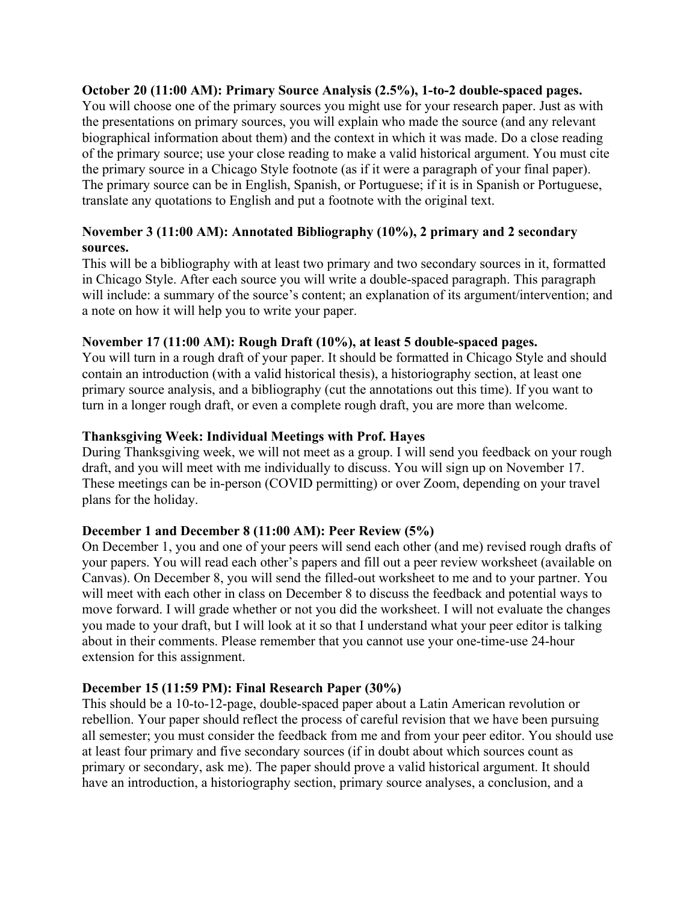**October 20 (11:00 AM): Primary Source Analysis (2.5%), 1-to-2 double-spaced pages.**
You will choose one of the primary sources you might use for your research paper. Just as with the presentations on primary sources, you will explain who made the source (and any relevant biographical information about them) and the context in which it was made. Do a close reading of the primary source; use your close reading to make a valid historical argument. You must cite the primary source in a Chicago Style footnote (as if it were a paragraph of your final paper). The primary source can be in English, Spanish, or Portuguese; if it is in Spanish or Portuguese, translate any quotations to English and put a footnote with the original text.

**November 3 (11:00 AM): Annotated Bibliography (10%), 2 primary and 2 secondary sources.**
This will be a bibliography with at least two primary and two secondary sources in it, formatted in Chicago Style. After each source you will write a double-spaced paragraph. This paragraph will include: a summary of the source's content; an explanation of its argument/intervention; and a note on how it will help you to write your paper.

**November 17 (11:00 AM): Rough Draft (10%), at least 5 double-spaced pages.**
You will turn in a rough draft of your paper. It should be formatted in Chicago Style and should contain an introduction (with a valid historical thesis), a historiography section, at least one primary source analysis, and a bibliography (cut the annotations out this time). If you want to turn in a longer rough draft, or even a complete rough draft, you are more than welcome.

**Thanksgiving Week: Individual Meetings with Prof. Hayes**
During Thanksgiving week, we will not meet as a group. I will send you feedback on your rough draft, and you will meet with me individually to discuss. You will sign up on November 17. These meetings can be in-person (COVID permitting) or over Zoom, depending on your travel plans for the holiday.

**December 1 and December 8 (11:00 AM): Peer Review (5%)**
On December 1, you and one of your peers will send each other (and me) revised rough drafts of your papers. You will read each other's papers and fill out a peer review worksheet (available on Canvas). On December 8, you will send the filled-out worksheet to me and to your partner. You will meet with each other in class on December 8 to discuss the feedback and potential ways to move forward. I will grade whether or not you did the worksheet. I will not evaluate the changes you made to your draft, but I will look at it so that I understand what your peer editor is talking about in their comments. Please remember that you cannot use your one-time-use 24-hour extension for this assignment.

**December 15 (11:59 PM): Final Research Paper (30%)**
This should be a 10-to-12-page, double-spaced paper about a Latin American revolution or rebellion. Your paper should reflect the process of careful revision that we have been pursuing all semester; you must consider the feedback from me and from your peer editor. You should use at least four primary and five secondary sources (if in doubt about which sources count as primary or secondary, ask me). The paper should prove a valid historical argument. It should have an introduction, a historiography section, primary source analyses, a conclusion, and a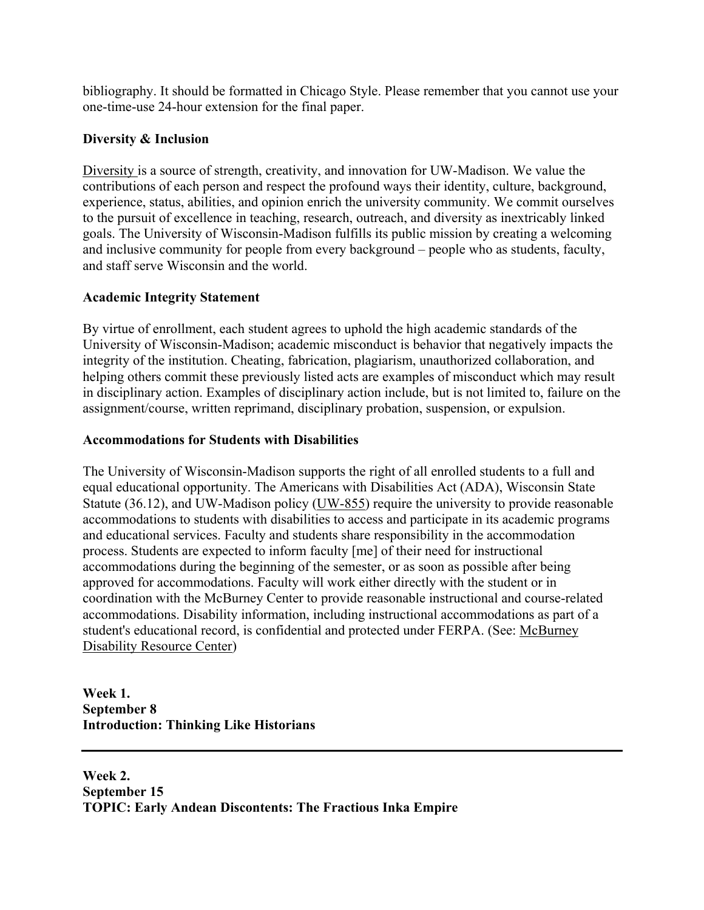bibliography. It should be formatted in Chicago Style. Please remember that you cannot use your one-time-use 24-hour extension for the final paper.

**Diversity & Inclusion**

Diversity is a source of strength, creativity, and innovation for UW-Madison. We value the contributions of each person and respect the profound ways their identity, culture, background, experience, status, abilities, and opinion enrich the university community. We commit ourselves to the pursuit of excellence in teaching, research, outreach, and diversity as inextricably linked goals. The University of Wisconsin-Madison fulfills its public mission by creating a welcoming and inclusive community for people from every background – people who as students, faculty, and staff serve Wisconsin and the world.

**Academic Integrity Statement**

By virtue of enrollment, each student agrees to uphold the high academic standards of the University of Wisconsin-Madison; academic misconduct is behavior that negatively impacts the integrity of the institution. Cheating, fabrication, plagiarism, unauthorized collaboration, and helping others commit these previously listed acts are examples of misconduct which may result in disciplinary action. Examples of disciplinary action include, but is not limited to, failure on the assignment/course, written reprimand, disciplinary probation, suspension, or expulsion.

**Accommodations for Students with Disabilities**

The University of Wisconsin-Madison supports the right of all enrolled students to a full and equal educational opportunity. The Americans with Disabilities Act (ADA), Wisconsin State Statute (36.12), and UW-Madison policy (UW-855) require the university to provide reasonable accommodations to students with disabilities to access and participate in its academic programs and educational services. Faculty and students share responsibility in the accommodation process. Students are expected to inform faculty [me] of their need for instructional accommodations during the beginning of the semester, or as soon as possible after being approved for accommodations. Faculty will work either directly with the student or in coordination with the McBurney Center to provide reasonable instructional and course-related accommodations. Disability information, including instructional accommodations as part of a student's educational record, is confidential and protected under FERPA. (See: McBurney Disability Resource Center)

**Week 1.**
**September 8**
**Introduction: Thinking Like Historians**

---

**Week 2.**
**September 15**
**TOPIC: Early Andean Discontents: The Fractious Inka Empire**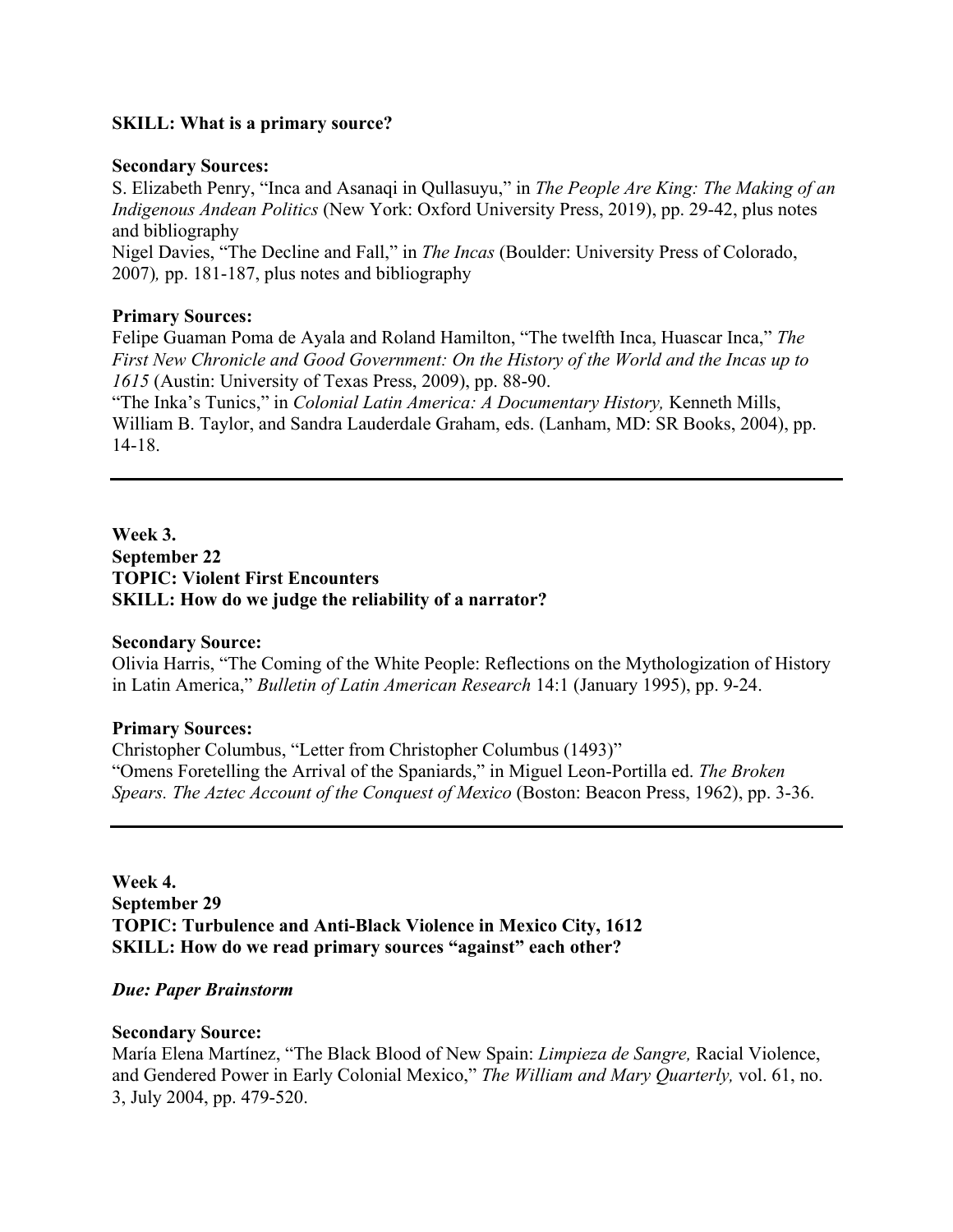**SKILL: What is a primary source?**

**Secondary Sources:**
S. Elizabeth Penry, "Inca and Asanaqi in Qullasuyu," in *The People Are King: The Making of an Indigenous Andean Politics* (New York: Oxford University Press, 2019), pp. 29-42, plus notes and bibliography
Nigel Davies, "The Decline and Fall," in *The Incas* (Boulder: University Press of Colorado, 2007)*,* pp. 181-187, plus notes and bibliography

**Primary Sources:**
Felipe Guaman Poma de Ayala and Roland Hamilton, "The twelfth Inca, Huascar Inca," *The First New Chronicle and Good Government: On the History of the World and the Incas up to 1615* (Austin: University of Texas Press, 2009), pp. 88-90.
"The Inka's Tunics," in *Colonial Latin America: A Documentary History,* Kenneth Mills, William B. Taylor, and Sandra Lauderdale Graham, eds. (Lanham, MD: SR Books, 2004), pp. 14-18.

---

**Week 3.**
**September 22**
**TOPIC: Violent First Encounters**
**SKILL: How do we judge the reliability of a narrator?**

**Secondary Source:**
Olivia Harris, "The Coming of the White People: Reflections on the Mythologization of History in Latin America," *Bulletin of Latin American Research* 14:1 (January 1995), pp. 9-24.

**Primary Sources:**
Christopher Columbus, "Letter from Christopher Columbus (1493)"
"Omens Foretelling the Arrival of the Spaniards," in Miguel Leon-Portilla ed. *The Broken Spears. The Aztec Account of the Conquest of Mexico* (Boston: Beacon Press, 1962), pp. 3-36.

---

**Week 4.**
**September 29**
**TOPIC: Turbulence and Anti-Black Violence in Mexico City, 1612**
**SKILL: How do we read primary sources "against" each other?**

***Due: Paper Brainstorm***

**Secondary Source:**
María Elena Martínez, "The Black Blood of New Spain: *Limpieza de Sangre,* Racial Violence, and Gendered Power in Early Colonial Mexico," *The William and Mary Quarterly,* vol. 61, no. 3, July 2004, pp. 479-520.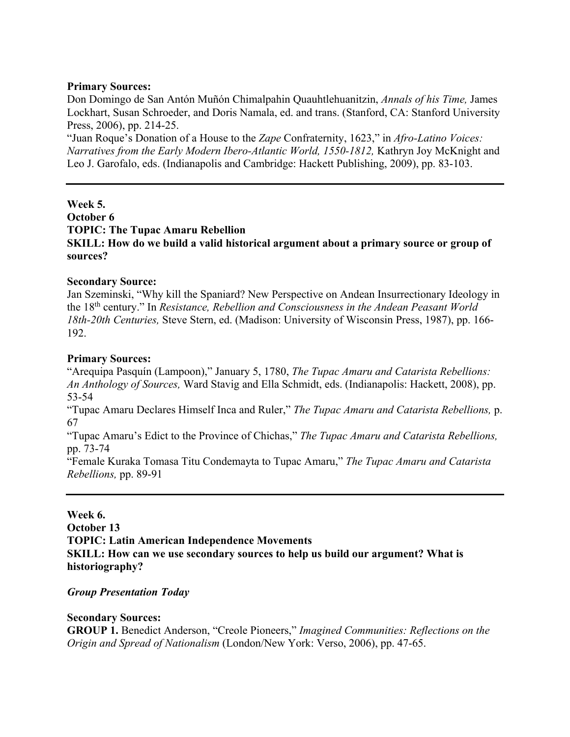**Primary Sources:**
Don Domingo de San Antón Muñón Chimalpahin Quauhtlehuanitzin, *Annals of his Time,* James Lockhart, Susan Schroeder, and Doris Namala, ed. and trans. (Stanford, CA: Stanford University Press, 2006), pp. 214-25.
"Juan Roque's Donation of a House to the *Zape* Confraternity, 1623," in *Afro-Latino Voices: Narratives from the Early Modern Ibero-Atlantic World, 1550-1812,* Kathryn Joy McKnight and Leo J. Garofalo, eds. (Indianapolis and Cambridge: Hackett Publishing, 2009), pp. 83-103.

---

**Week 5.**
**October 6**
**TOPIC: The Tupac Amaru Rebellion**
**SKILL: How do we build a valid historical argument about a primary source or group of sources?**

**Secondary Source:**
Jan Szeminski, "Why kill the Spaniard? New Perspective on Andean Insurrectionary Ideology in the 18th century." In *Resistance, Rebellion and Consciousness in the Andean Peasant World 18th-20th Centuries,* Steve Stern, ed. (Madison: University of Wisconsin Press, 1987), pp. 166-192.

**Primary Sources:**
"Arequipa Pasquín (Lampoon)," January 5, 1780, *The Tupac Amaru and Catarista Rebellions: An Anthology of Sources,* Ward Stavig and Ella Schmidt, eds. (Indianapolis: Hackett, 2008), pp. 53-54
"Tupac Amaru Declares Himself Inca and Ruler," *The Tupac Amaru and Catarista Rebellions,* p. 67
"Tupac Amaru's Edict to the Province of Chichas," *The Tupac Amaru and Catarista Rebellions,* pp. 73-74
"Female Kuraka Tomasa Titu Condemayta to Tupac Amaru," *The Tupac Amaru and Catarista Rebellions,* pp. 89-91

---

**Week 6.**
**October 13**
**TOPIC: Latin American Independence Movements**
**SKILL: How can we use secondary sources to help us build our argument? What is historiography?**

***Group Presentation Today***

**Secondary Sources:**
**GROUP 1.** Benedict Anderson, "Creole Pioneers," *Imagined Communities: Reflections on the Origin and Spread of Nationalism* (London/New York: Verso, 2006), pp. 47-65.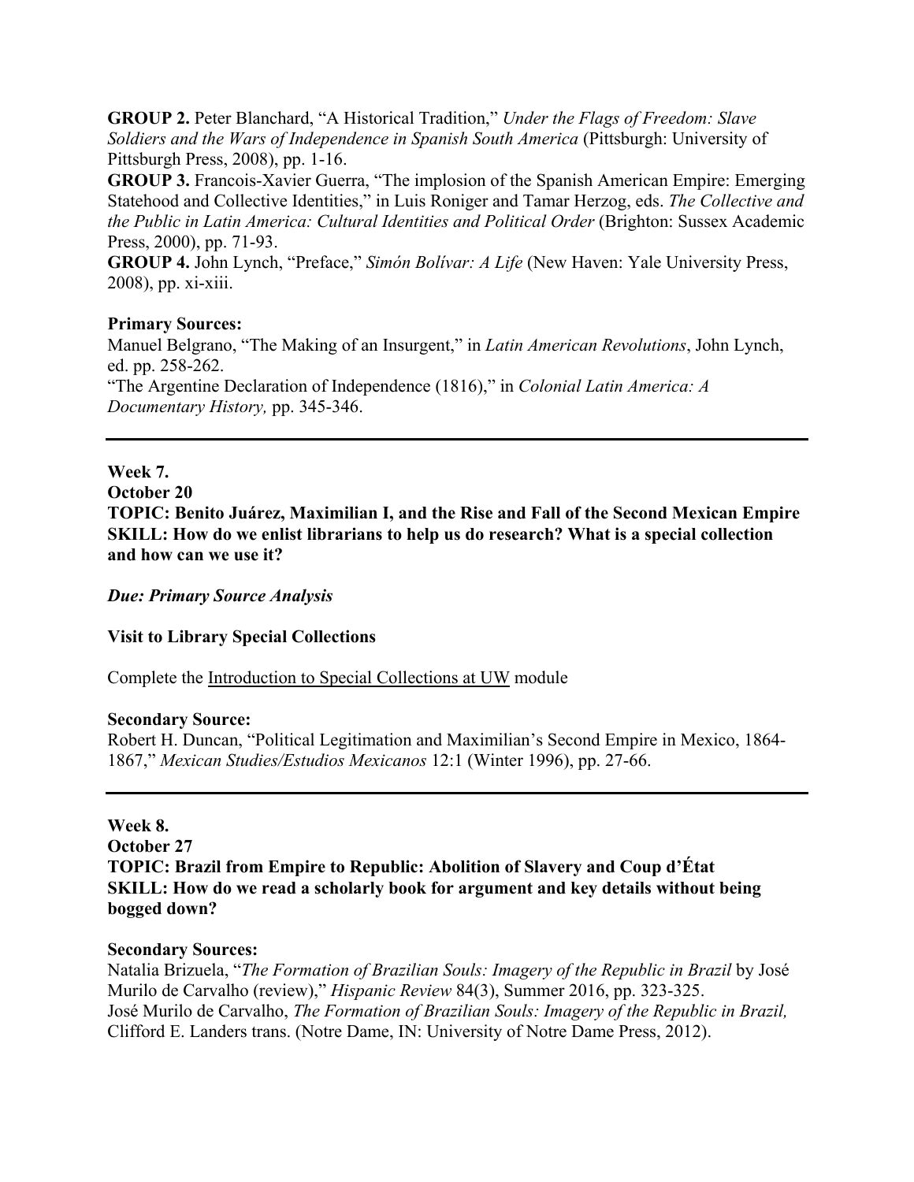**GROUP 2.** Peter Blanchard, "A Historical Tradition," *Under the Flags of Freedom: Slave Soldiers and the Wars of Independence in Spanish South America* (Pittsburgh: University of Pittsburgh Press, 2008), pp. 1-16.
**GROUP 3.** Francois-Xavier Guerra, "The implosion of the Spanish American Empire: Emerging Statehood and Collective Identities," in Luis Roniger and Tamar Herzog, eds. *The Collective and the Public in Latin America: Cultural Identities and Political Order* (Brighton: Sussex Academic Press, 2000), pp. 71-93.
**GROUP 4.** John Lynch, "Preface," *Simón Bolívar: A Life* (New Haven: Yale University Press, 2008), pp. xi-xiii.

**Primary Sources:**
Manuel Belgrano, "The Making of an Insurgent," in *Latin American Revolutions*, John Lynch, ed. pp. 258-262.
"The Argentine Declaration of Independence (1816)," in *Colonial Latin America: A Documentary History,* pp. 345-346.

---

**Week 7.**
**October 20**
**TOPIC: Benito Juárez, Maximilian I, and the Rise and Fall of the Second Mexican Empire**
**SKILL: How do we enlist librarians to help us do research? What is a special collection and how can we use it?**

***Due: Primary Source Analysis***

**Visit to Library Special Collections**

Complete the Introduction to Special Collections at UW module

**Secondary Source:**
Robert H. Duncan, "Political Legitimation and Maximilian's Second Empire in Mexico, 1864-1867," *Mexican Studies/Estudios Mexicanos* 12:1 (Winter 1996), pp. 27-66.

---

**Week 8.**
**October 27**
**TOPIC: Brazil from Empire to Republic: Abolition of Slavery and Coup d'État**
**SKILL: How do we read a scholarly book for argument and key details without being bogged down?**

**Secondary Sources:**
Natalia Brizuela, "*The Formation of Brazilian Souls: Imagery of the Republic in Brazil* by José Murilo de Carvalho (review)," *Hispanic Review* 84(3), Summer 2016, pp. 323-325.
José Murilo de Carvalho, *The Formation of Brazilian Souls: Imagery of the Republic in Brazil,* Clifford E. Landers trans. (Notre Dame, IN: University of Notre Dame Press, 2012).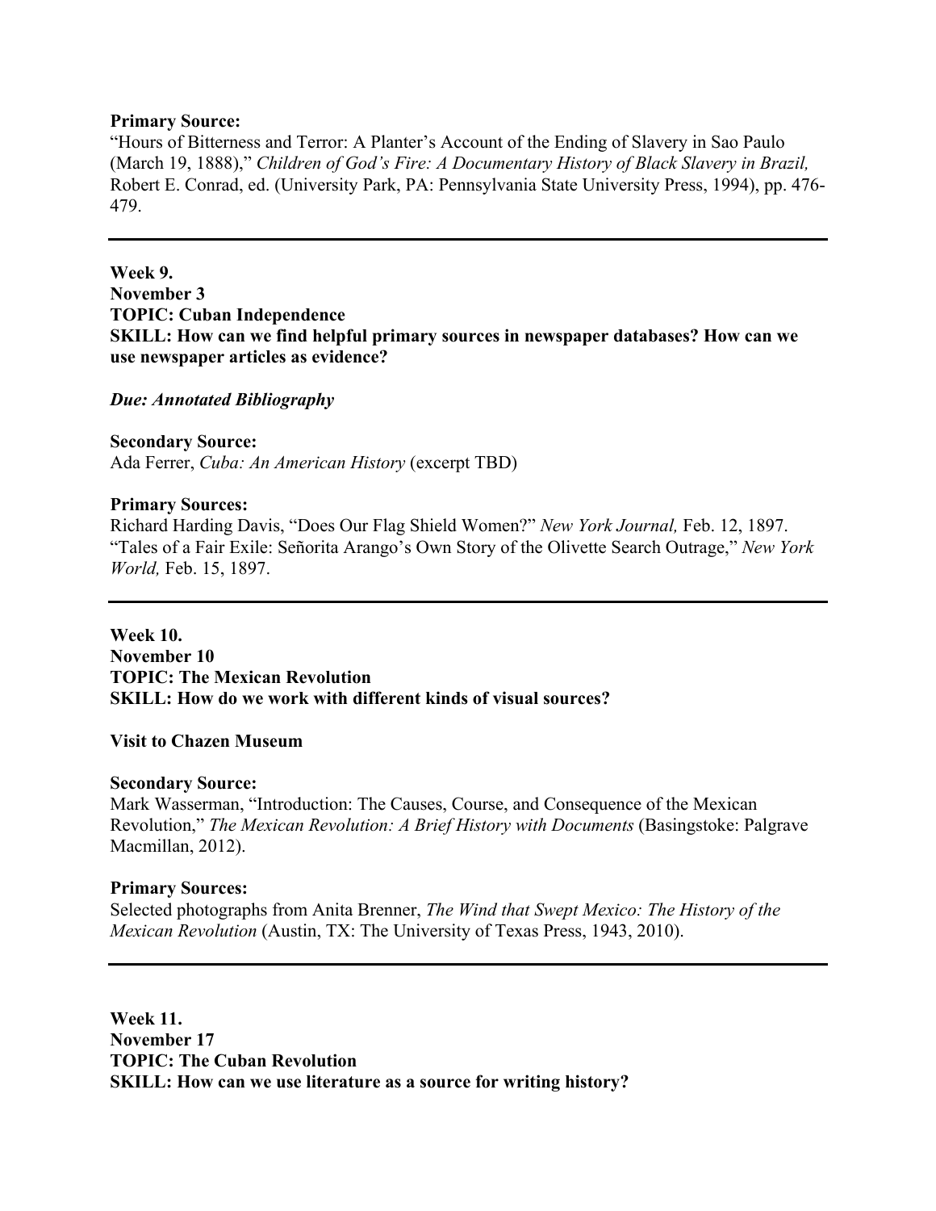**Primary Source:**
"Hours of Bitterness and Terror: A Planter's Account of the Ending of Slavery in Sao Paulo (March 19, 1888)," *Children of God's Fire: A Documentary History of Black Slavery in Brazil,* Robert E. Conrad, ed. (University Park, PA: Pennsylvania State University Press, 1994), pp. 476-479.

---

**Week 9.**
**November 3**
**TOPIC: Cuban Independence**
**SKILL: How can we find helpful primary sources in newspaper databases? How can we use newspaper articles as evidence?**

***Due: Annotated Bibliography***

**Secondary Source:**
Ada Ferrer, *Cuba: An American History* (excerpt TBD)

**Primary Sources:**
Richard Harding Davis, "Does Our Flag Shield Women?" *New York Journal,* Feb. 12, 1897.
"Tales of a Fair Exile: Señorita Arango's Own Story of the Olivette Search Outrage," *New York World,* Feb. 15, 1897.

---

**Week 10.**
**November 10**
**TOPIC: The Mexican Revolution**
**SKILL: How do we work with different kinds of visual sources?**

**Visit to Chazen Museum**

**Secondary Source:**
Mark Wasserman, "Introduction: The Causes, Course, and Consequence of the Mexican Revolution," *The Mexican Revolution: A Brief History with Documents* (Basingstoke: Palgrave Macmillan, 2012).

**Primary Sources:**
Selected photographs from Anita Brenner, *The Wind that Swept Mexico: The History of the Mexican Revolution* (Austin, TX: The University of Texas Press, 1943, 2010).

---

**Week 11.**
**November 17**
**TOPIC: The Cuban Revolution**
**SKILL: How can we use literature as a source for writing history?**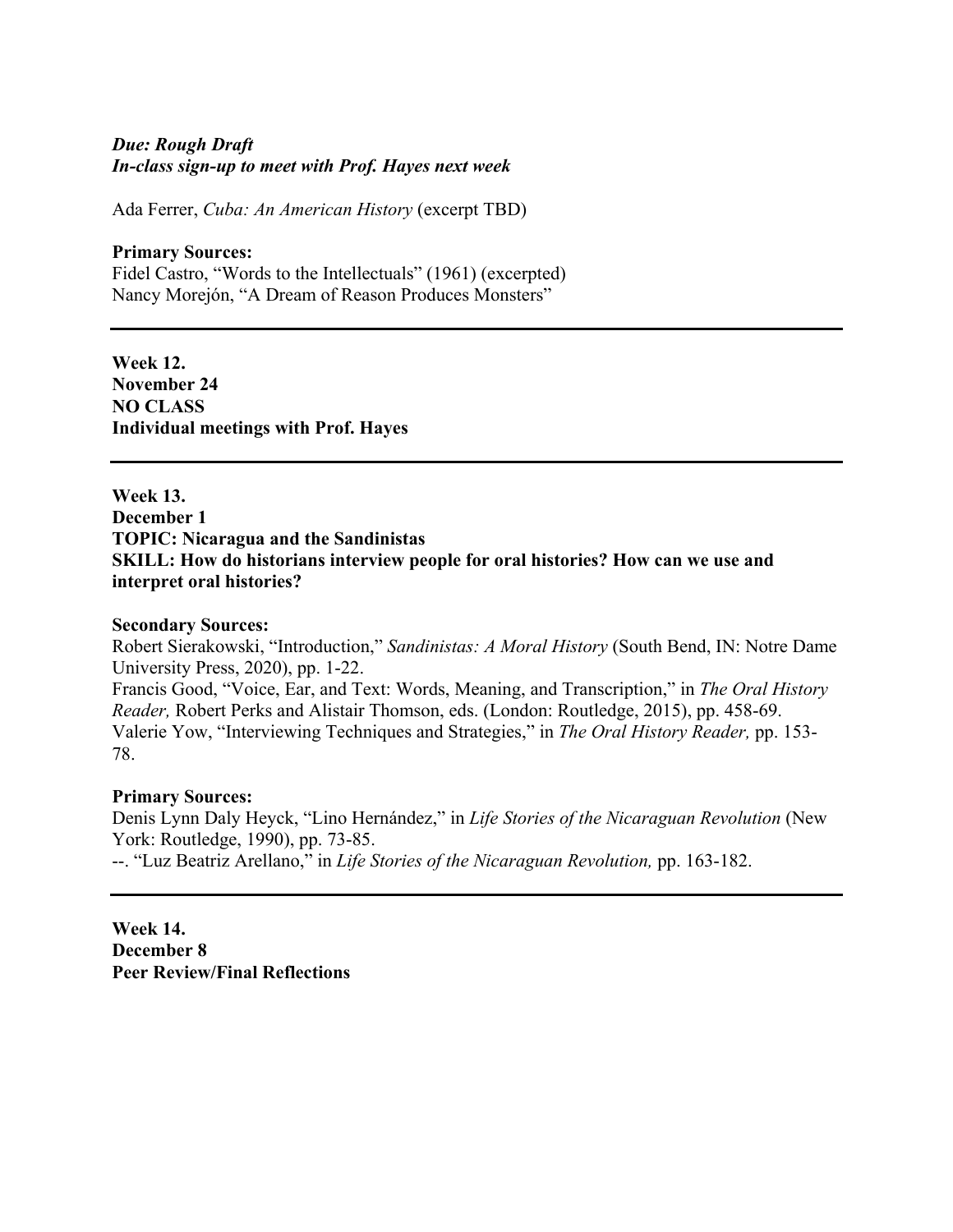***Due: Rough Draft***
***In-class sign-up to meet with Prof. Hayes next week***

Ada Ferrer, *Cuba: An American History* (excerpt TBD)

**Primary Sources:**
Fidel Castro, "Words to the Intellectuals" (1961) (excerpted)
Nancy Morejón, "A Dream of Reason Produces Monsters"

---

**Week 12.**
**November 24**
**NO CLASS**
**Individual meetings with Prof. Hayes**

---

**Week 13.**
**December 1**
**TOPIC: Nicaragua and the Sandinistas**
**SKILL: How do historians interview people for oral histories? How can we use and interpret oral histories?**

**Secondary Sources:**
Robert Sierakowski, "Introduction," *Sandinistas: A Moral History* (South Bend, IN: Notre Dame University Press, 2020), pp. 1-22.
Francis Good, "Voice, Ear, and Text: Words, Meaning, and Transcription," in *The Oral History Reader,* Robert Perks and Alistair Thomson, eds. (London: Routledge, 2015), pp. 458-69.
Valerie Yow, "Interviewing Techniques and Strategies," in *The Oral History Reader,* pp. 153-78.

**Primary Sources:**
Denis Lynn Daly Heyck, "Lino Hernández," in *Life Stories of the Nicaraguan Revolution* (New York: Routledge, 1990), pp. 73-85.
--. "Luz Beatriz Arellano," in *Life Stories of the Nicaraguan Revolution,* pp. 163-182.

---

**Week 14.**
**December 8**
**Peer Review/Final Reflections**